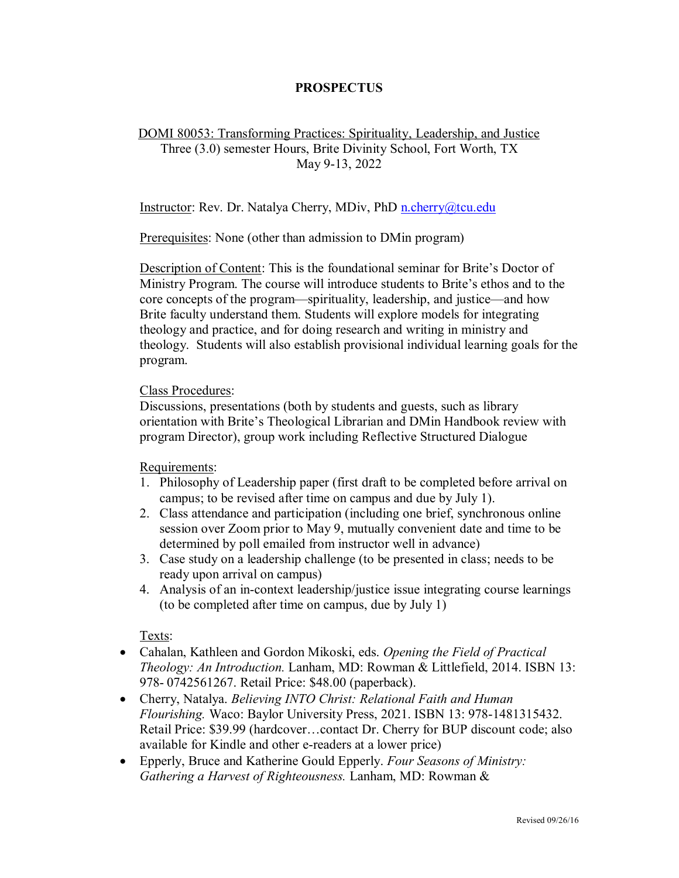# PROSPECTUS

DOMI 80053: Transforming Practices: Spirituality, Leadership, and Justice
Three (3.0) semester Hours, Brite Divinity School, Fort Worth, TX
May 9-13, 2022

Instructor: Rev. Dr. Natalya Cherry, MDiv, PhD n.cherry@tcu.edu

Prerequisites: None (other than admission to DMin program)

Description of Content: This is the foundational seminar for Brite's Doctor of Ministry Program. The course will introduce students to Brite's ethos and to the core concepts of the program—spirituality, leadership, and justice—and how Brite faculty understand them. Students will explore models for integrating theology and practice, and for doing research and writing in ministry and theology. Students will also establish provisional individual learning goals for the program.

Class Procedures:
Discussions, presentations (both by students and guests, such as library orientation with Brite's Theological Librarian and DMin Handbook review with program Director), group work including Reflective Structured Dialogue

Requirements:

1. Philosophy of Leadership paper (first draft to be completed before arrival on campus; to be revised after time on campus and due by July 1).
2. Class attendance and participation (including one brief, synchronous online session over Zoom prior to May 9, mutually convenient date and time to be determined by poll emailed from instructor well in advance)
3. Case study on a leadership challenge (to be presented in class; needs to be ready upon arrival on campus)
4. Analysis of an in-context leadership/justice issue integrating course learnings (to be completed after time on campus, due by July 1)

Texts:

- Cahalan, Kathleen and Gordon Mikoski, eds. *Opening the Field of Practical Theology: An Introduction.* Lanham, MD: Rowman & Littlefield, 2014. ISBN 13: 978- 0742561267. Retail Price: $48.00 (paperback).
- Cherry, Natalya. *Believing INTO Christ: Relational Faith and Human Flourishing.* Waco: Baylor University Press, 2021. ISBN 13: 978-1481315432. Retail Price: $39.99 (hardcover…contact Dr. Cherry for BUP discount code; also available for Kindle and other e-readers at a lower price)
- Epperly, Bruce and Katherine Gould Epperly. *Four Seasons of Ministry: Gathering a Harvest of Righteousness.* Lanham, MD: Rowman &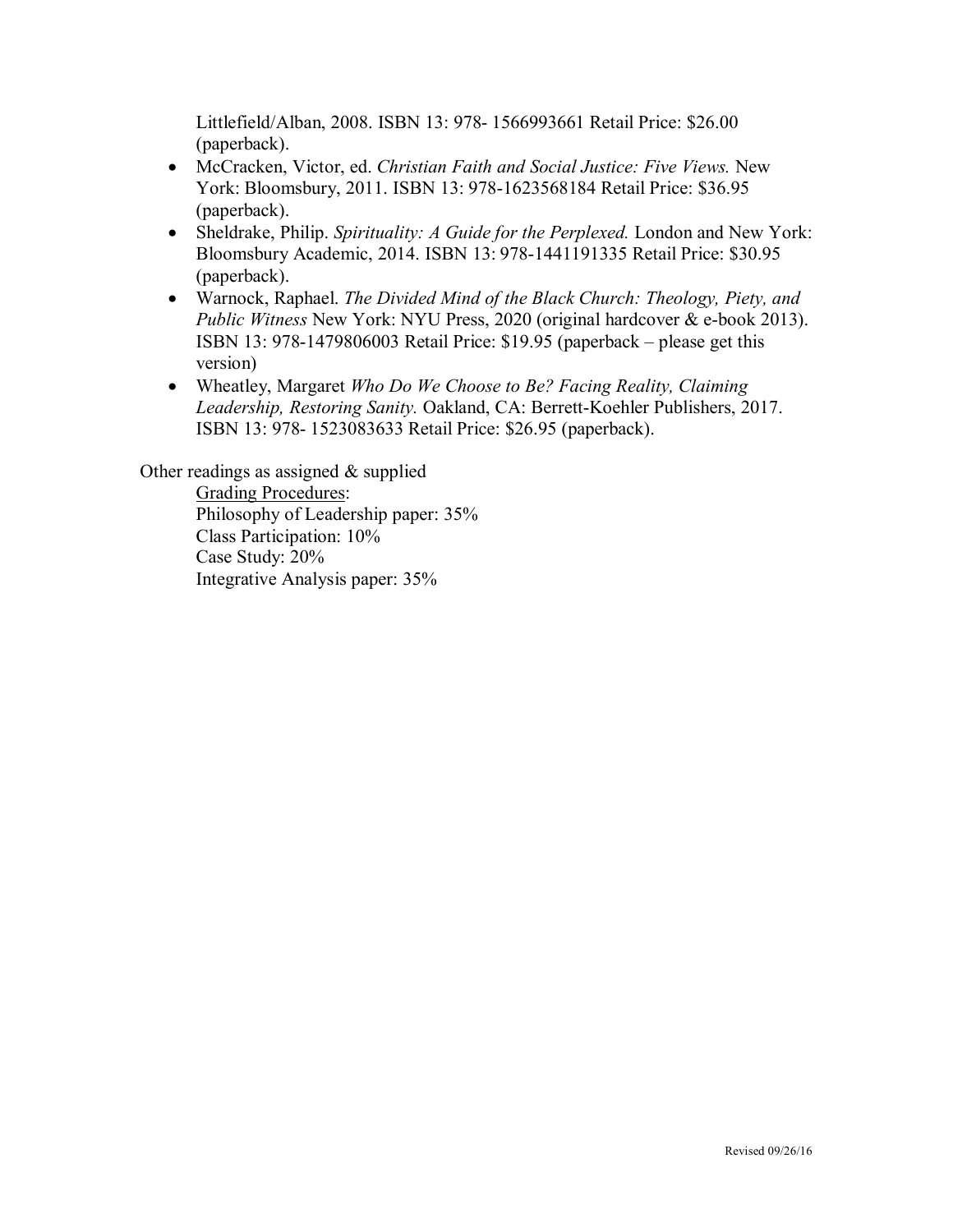Littlefield/Alban, 2008. ISBN 13: 978- 1566993661 Retail Price: $26.00 (paperback).

- McCracken, Victor, ed. *Christian Faith and Social Justice: Five Views.* New York: Bloomsbury, 2011. ISBN 13: 978-1623568184 Retail Price: $36.95 (paperback).
- Sheldrake, Philip. *Spirituality: A Guide for the Perplexed.* London and New York: Bloomsbury Academic, 2014. ISBN 13: 978-1441191335 Retail Price: $30.95 (paperback).
- Warnock, Raphael. *The Divided Mind of the Black Church: Theology, Piety, and Public Witness* New York: NYU Press, 2020 (original hardcover & e-book 2013). ISBN 13: 978-1479806003 Retail Price: $19.95 (paperback – please get this version)
- Wheatley, Margaret *Who Do We Choose to Be? Facing Reality, Claiming Leadership, Restoring Sanity.* Oakland, CA: Berrett-Koehler Publishers, 2017. ISBN 13: 978- 1523083633 Retail Price: $26.95 (paperback).

Other readings as assigned & supplied

<u>Grading Procedures</u>:
Philosophy of Leadership paper: 35%
Class Participation: 10%
Case Study: 20%
Integrative Analysis paper: 35%